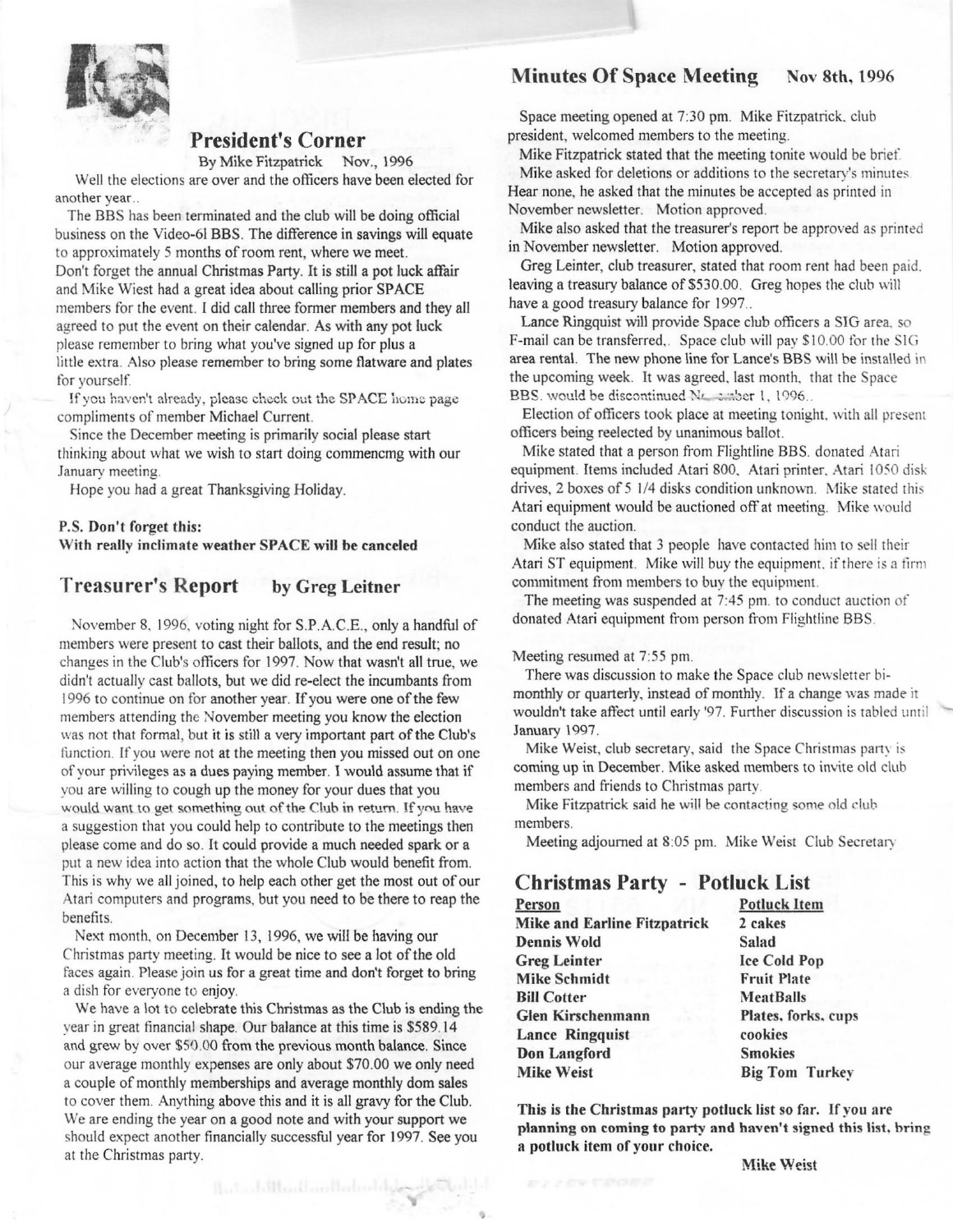## President's Corner

By Mike Fitzpatrick Nov., 1996

Well the elections are over and the officers have been elected for another year..

The BBS has been terminated and the club will be doing official business on the Video-61 BBS. The difference in savings will equate to approximately 5 months of room rent, where we meet.

Don't forget the annual Christmas Party. It is still a pot luck affair and Mike Wiest had a great idea about calling prior SPACE members for the event. I did call three former members and they all agreed to put the event on their calendar. As with any pot luck please remember to bring what you've signed up for plus a little extra. Also please remember to bring some flatware and plates for yourself.

If you haven't already, please check out the SPACE home page compliments of member Michael Current.

Since the December meeting is primarily social please start thinking about what we wish to start doing commencmg with our January meeting.

Hope you had a great Thanksgiving Holiday.

**P.S. Don't forget this:**
**With really inclimate weather SPACE will be canceled**

## Treasurer's Report by Greg Leitner

November 8, 1996, voting night for S.P.A.C.E., only a handful of members were present to cast their ballots, and the end result; no changes in the Club's officers for 1997. Now that wasn't all true, we didn't actually cast ballots, but we did re-elect the incumbants from 1996 to continue on for another year. If you were one of the few members attending the November meeting you know the election was not that formal, but it is still a very important part of the Club's function. If you were not at the meeting then you missed out on one of your privileges as a dues paying member. I would assume that if you are willing to cough up the money for your dues that you would want to get something out of the Club in return. If you have a suggestion that you could help to contribute to the meetings then please come and do so. It could provide a much needed spark or a put a new idea into action that the whole Club would benefit from. This is why we all joined, to help each other get the most out of our Atari computers and programs, but you need to be there to reap the benefits.

Next month, on December 13, 1996, we will be having our Christmas party meeting. It would be nice to see a lot of the old faces again. Please join us for a great time and don't forget to bring a dish for everyone to enjoy.

We have a lot to celebrate this Christmas as the Club is ending the year in great financial shape. Our balance at this time is $589.14 and grew by over $50.00 from the previous month balance. Since our average monthly expenses are only about $70.00 we only need a couple of monthly memberships and average monthly dom sales to cover them. Anything above this and it is all gravy for the Club. We are ending the year on a good note and with your support we should expect another financially successful year for 1997. See you at the Christmas party.

## Minutes Of Space Meeting Nov 8th, 1996

Space meeting opened at 7:30 pm. Mike Fitzpatrick, club president, welcomed members to the meeting.

Mike Fitzpatrick stated that the meeting tonite would be brief.

Mike asked for deletions or additions to the secretary's minutes. Hear none, he asked that the minutes be accepted as printed in November newsletter. Motion approved.

Mike also asked that the treasurer's report be approved as printed in November newsletter. Motion approved.

Greg Leinter, club treasurer, stated that room rent had been paid, leaving a treasury balance of $530.00. Greg hopes the club will have a good treasury balance for 1997..

Lance Ringquist will provide Space club officers a SIG area, so E-mail can be transferred,. Space club will pay $10.00 for the SIG area rental. The new phone line for Lance's BBS will be installed in the upcoming week. It was agreed, last month, that the Space BBS, would be discontinued November 1, 1996..

Election of officers took place at meeting tonight, with all present officers being reelected by unanimous ballot.

Mike stated that a person from Flightline BBS, donated Atari equipment. Items included Atari 800, Atari printer, Atari 1050 disk drives, 2 boxes of 5 1/4 disks condition unknown. Mike stated this Atari equipment would be auctioned off at meeting. Mike would conduct the auction.

Mike also stated that 3 people have contacted him to sell their Atari ST equipment. Mike will buy the equipment, if there is a firm commitment from members to buy the equipment.

The meeting was suspended at 7:45 pm. to conduct auction of donated Atari equipment from person from Flightline BBS.

Meeting resumed at 7:55 pm.

There was discussion to make the Space club newsletter bi-monthly or quarterly, instead of monthly. If a change was made it wouldn't take affect until early '97. Further discussion is tabled until January 1997.

Mike Weist, club secretary, said the Space Christmas party is coming up in December. Mike asked members to invite old club members and friends to Christmas party.

Mike Fitzpatrick said he will be contacting some old club members.

Meeting adjourned at 8:05 pm. Mike Weist Club Secretary

## Christmas Party - Potluck List

| Person | Potluck Item |
|---|---|
| **Mike and Earline Fitzpatrick** | **2 cakes** |
| **Dennis Wold** | **Salad** |
| **Greg Leinter** | **Ice Cold Pop** |
| **Mike Schmidt** | **Fruit Plate** |
| **Bill Cotter** | **MeatBalls** |
| **Glen Kirschenmann** | **Plates, forks, cups** |
| **Lance Ringquist** | **cookies** |
| **Don Langford** | **Smokies** |
| **Mike Weist** | **Big Tom Turkey** |

**This is the Christmas party potluck list so far. If you are planning on coming to party and haven't signed this list, bring a potluck item of your choice.**

**Mike Weist**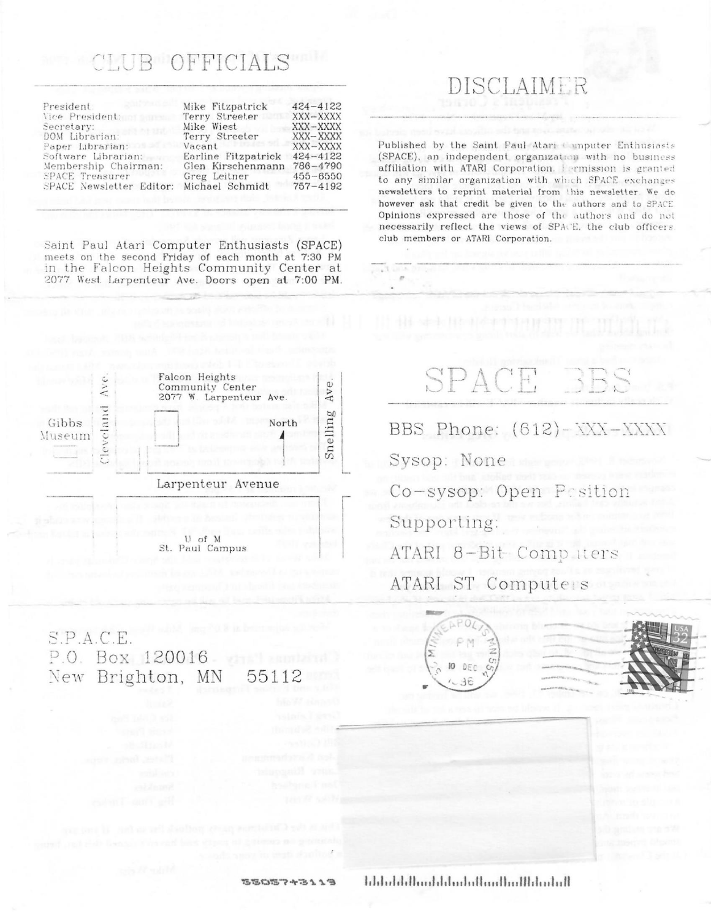# CLUB OFFICIALS

| | | |
|---|---|---|
| President | Mike Fitzpatrick | 424-4122 |
| Vice President | Terry Streeter | XXX-XXXX |
| Secretary: | Mike Wiest | XXX-XXXX |
| DOM Librarian: | Terry Streeter | XXX-XXXX |
| Paper Librarian: | Vacant | XXX-XXXX |
| Software Librarian: | Earline Fitzpatrick | 424-4122 |
| Membership Chairman: | Glen Kirschenmann | 786-4790 |
| SPACE Treasurer | Greg Leitner | 455-6550 |
| SPACE Newsletter Editor: | Michael Schmidt | 757-4192 |

Saint Paul Atari Computer Enthusiasts (SPACE) meets on the second Friday of each month at 7:30 PM in the Falcon Heights Community Center at 2077 West Larpenteur Ave. Doors open at 7:00 PM.

# DISCLAIMER

Published by the Saint Paul Atari Computer Enthusiasts (SPACE), an independent organization with no business affiliation with ATARI Corporation. Permission is granted to any similar organization with which SPACE exchanges newsletters to reprint material from this newsletter. We do however ask that credit be given to the authors and to SPACE. Opinions expressed are those of the authors and do not necessarily reflect the views of SPACE, the club officers, club members or ATARI Corporation.

Falcon Heights Community Center
2077 W. Larpenteur Ave.

Gibbs Museum

Cleveland Ave.

Snelling Ave.

North

Larpenteur Avenue

U of M St. Paul Campus

# SPACE BBS

BBS Phone: (612)-XXX-XXXX

Sysop: None

Co-sysop: Open Position

Supporting:

ATARI 8-Bit Computers

ATARI ST Computers

S.P.A.C.E.
P.O. Box 120016
New Brighton, MN 55112